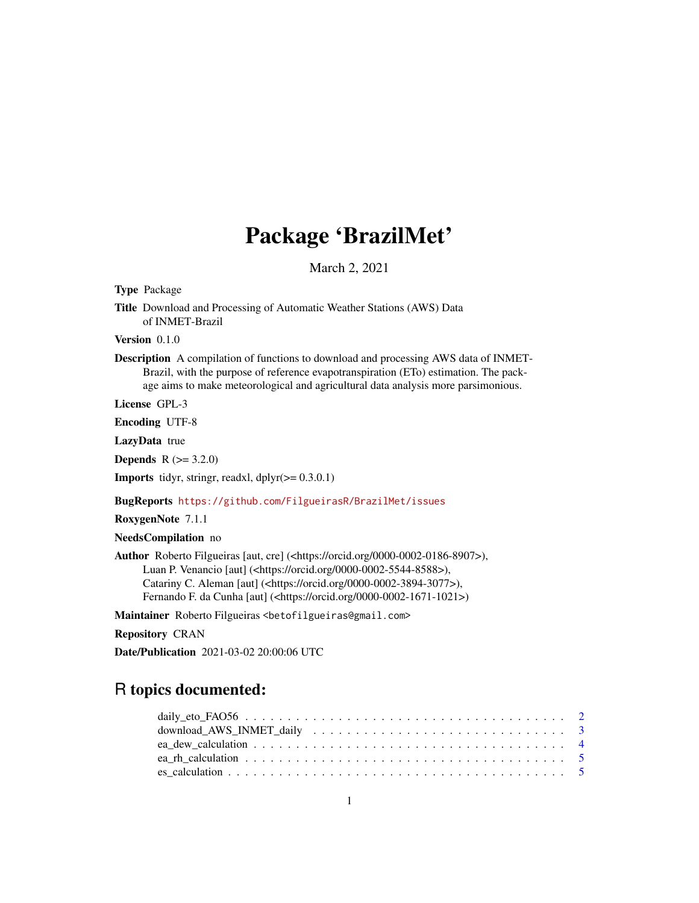# Package 'BrazilMet'

March 2, 2021

**Type** Package

**Title** Download and Processing of Automatic Weather Stations (AWS) Data of INMET-Brazil

**Version** 0.1.0

**Description** A compilation of functions to download and processing AWS data of INMET-Brazil, with the purpose of reference evapotranspiration (ETo) estimation. The package aims to make meteorological and agricultural data analysis more parsimonious.

**License** GPL-3

**Encoding** UTF-8

**LazyData** true

**Depends** R (>= 3.2.0)

**Imports** tidyr, stringr, readxl, dplyr(>= 0.3.0.1)

**BugReports** https://github.com/FilgueirasR/BrazilMet/issues

**RoxygenNote** 7.1.1

**NeedsCompilation** no

**Author** Roberto Filgueiras [aut, cre] (<https://orcid.org/0000-0002-0186-8907>), Luan P. Venancio [aut] (<https://orcid.org/0000-0002-5544-8588>), Catariny C. Aleman [aut] (<https://orcid.org/0000-0002-3894-3077>), Fernando F. da Cunha [aut] (<https://orcid.org/0000-0002-1671-1021>)

**Maintainer** Roberto Filgueiras <betofilgueiras@gmail.com>

**Repository** CRAN

**Date/Publication** 2021-03-02 20:00:06 UTC

## R topics documented:

daily_eto_FAO56 . . . . . . . . . . . . . . . . . . . . . . . . . . . . . . . . . . . . . 2
download_AWS_INMET_daily . . . . . . . . . . . . . . . . . . . . . . . . . . . . . . 3
ea_dew_calculation . . . . . . . . . . . . . . . . . . . . . . . . . . . . . . . . . . . 4
ea_rh_calculation . . . . . . . . . . . . . . . . . . . . . . . . . . . . . . . . . . . . 5
es_calculation . . . . . . . . . . . . . . . . . . . . . . . . . . . . . . . . . . . . . 5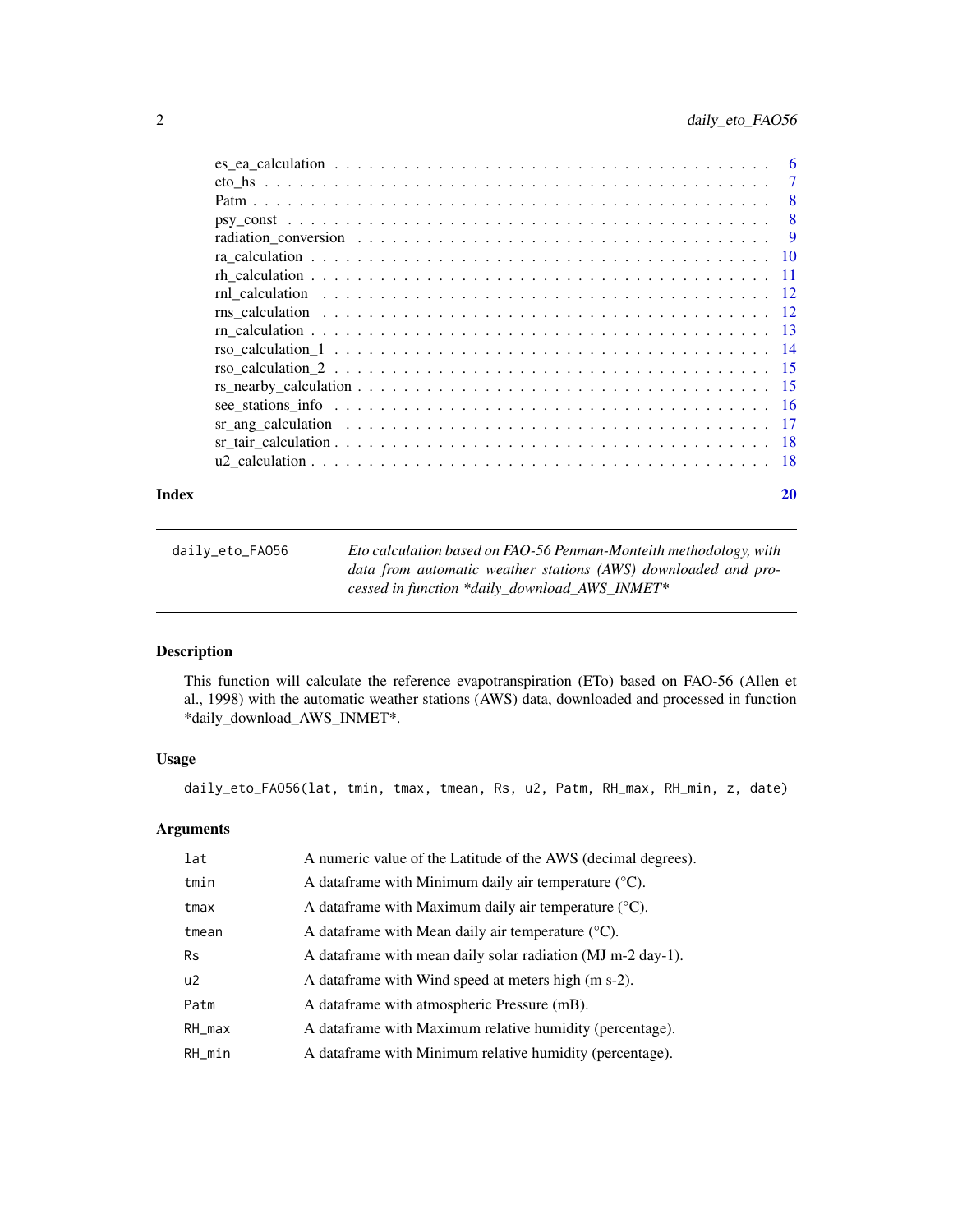| | |
|---|---|
| es_ea_calculation | 6 |
| eto_hs | 7 |
| Patm | 8 |
| psy_const | 8 |
| radiation_conversion | 9 |
| ra_calculation | 10 |
| rh_calculation | 11 |
| rnl_calculation | 12 |
| rns_calculation | 12 |
| rn_calculation | 13 |
| rso_calculation_1 | 14 |
| rso_calculation_2 | 15 |
| rs_nearby_calculation | 15 |
| see_stations_info | 16 |
| sr_ang_calculation | 17 |
| sr_tair_calculation | 18 |
| u2_calculation | 18 |

**Index** 20

---

`daily_eto_FAO56` *Eto calculation based on FAO-56 Penman-Monteith methodology, with data from automatic weather stations (AWS) downloaded and processed in function *daily_download_AWS_INMET**

---

## Description

This function will calculate the reference evapotranspiration (ETo) based on FAO-56 (Allen et al., 1998) with the automatic weather stations (AWS) data, downloaded and processed in function *daily_download_AWS_INMET*.

## Usage

```
daily_eto_FAO56(lat, tmin, tmax, tmean, Rs, u2, Patm, RH_max, RH_min, z, date)
```

## Arguments

| | |
|---|---|
| `lat` | A numeric value of the Latitude of the AWS (decimal degrees). |
| `tmin` | A dataframe with Minimum daily air temperature (°C). |
| `tmax` | A dataframe with Maximum daily air temperature (°C). |
| `tmean` | A dataframe with Mean daily air temperature (°C). |
| `Rs` | A dataframe with mean daily solar radiation (MJ m-2 day-1). |
| `u2` | A dataframe with Wind speed at meters high (m s-2). |
| `Patm` | A dataframe with atmospheric Pressure (mB). |
| `RH_max` | A dataframe with Maximum relative humidity (percentage). |
| `RH_min` | A dataframe with Minimum relative humidity (percentage). |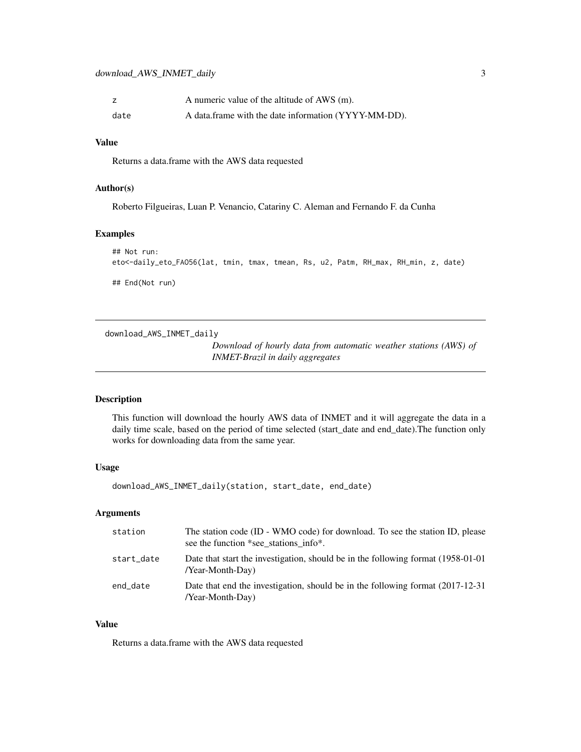| | |
|---|---|
| z | A numeric value of the altitude of AWS (m). |
| date | A data.frame with the date information (YYYY-MM-DD). |

### Value

Returns a data.frame with the AWS data requested

### Author(s)

Roberto Filgueiras, Luan P. Venancio, Catariny C. Aleman and Fernando F. da Cunha

### Examples

```
## Not run:
eto<-daily_eto_FAO56(lat, tmin, tmax, tmean, Rs, u2, Patm, RH_max, RH_min, z, date)

## End(Not run)
```

---

## download_AWS_INMET_daily

*Download of hourly data from automatic weather stations (AWS) of INMET-Brazil in daily aggregates*

### Description

This function will download the hourly AWS data of INMET and it will aggregate the data in a daily time scale, based on the period of time selected (start_date and end_date).The function only works for downloading data from the same year.

### Usage

```
download_AWS_INMET_daily(station, start_date, end_date)
```

### Arguments

| | |
|---|---|
| station | The station code (ID - WMO code) for download. To see the station ID, please see the function *see_stations_info*. |
| start_date | Date that start the investigation, should be in the following format (1958-01-01 /Year-Month-Day) |
| end_date | Date that end the investigation, should be in the following format (2017-12-31 /Year-Month-Day) |

### Value

Returns a data.frame with the AWS data requested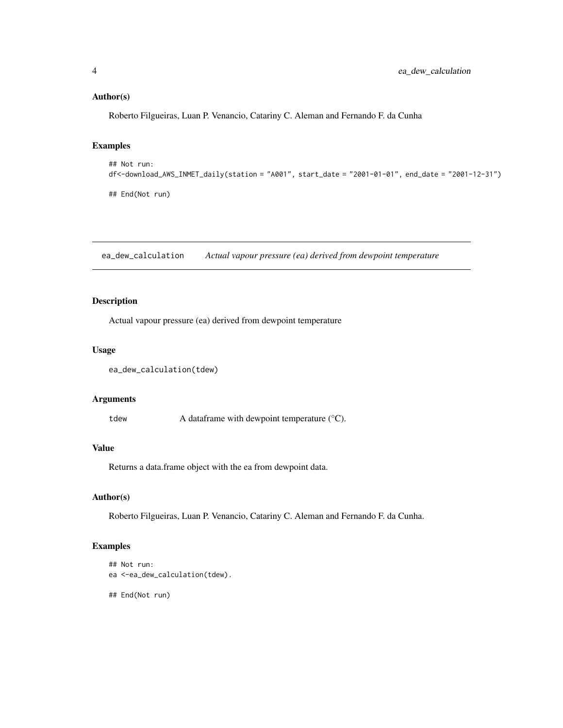### Author(s)

Roberto Filgueiras, Luan P. Venancio, Catariny C. Aleman and Fernando F. da Cunha

### Examples

```
## Not run:
df<-download_AWS_INMET_daily(station = "A001", start_date = "2001-01-01", end_date = "2001-12-31")

## End(Not run)
```

---

## ea_dew_calculation *Actual vapour pressure (ea) derived from dewpoint temperature*

---

### Description

Actual vapour pressure (ea) derived from dewpoint temperature

### Usage

```
ea_dew_calculation(tdew)
```

### Arguments

| | |
|---|---|
| tdew | A dataframe with dewpoint temperature (°C). |

### Value

Returns a data.frame object with the ea from dewpoint data.

### Author(s)

Roberto Filgueiras, Luan P. Venancio, Catariny C. Aleman and Fernando F. da Cunha.

### Examples

```
## Not run:
ea <-ea_dew_calculation(tdew).

## End(Not run)
```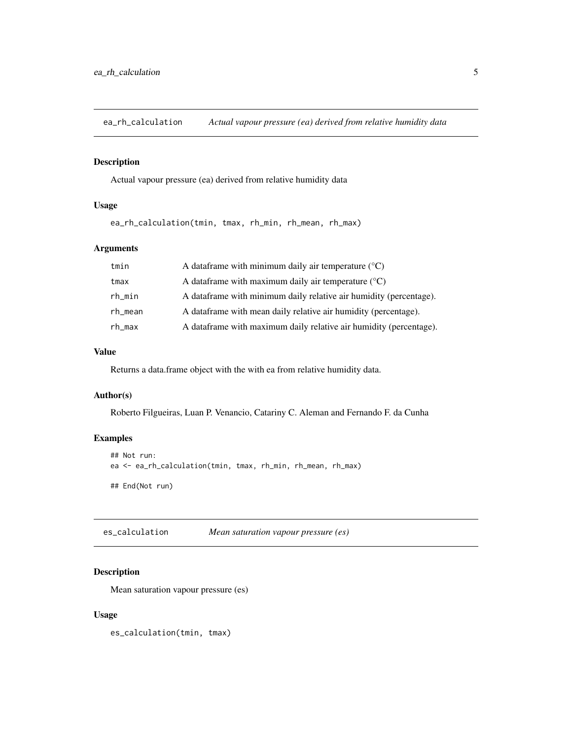## ea_rh_calculation *Actual vapour pressure (ea) derived from relative humidity data*

### Description

Actual vapour pressure (ea) derived from relative humidity data

### Usage

```
ea_rh_calculation(tmin, tmax, rh_min, rh_mean, rh_max)
```

### Arguments

| | |
|---|---|
| tmin | A dataframe with minimum daily air temperature (°C) |
| tmax | A dataframe with maximum daily air temperature (°C) |
| rh_min | A dataframe with minimum daily relative air humidity (percentage). |
| rh_mean | A dataframe with mean daily relative air humidity (percentage). |
| rh_max | A dataframe with maximum daily relative air humidity (percentage). |

### Value

Returns a data.frame object with the with ea from relative humidity data.

### Author(s)

Roberto Filgueiras, Luan P. Venancio, Catariny C. Aleman and Fernando F. da Cunha

### Examples

```
## Not run:
ea <- ea_rh_calculation(tmin, tmax, rh_min, rh_mean, rh_max)

## End(Not run)
```

## es_calculation *Mean saturation vapour pressure (es)*

### Description

Mean saturation vapour pressure (es)

### Usage

```
es_calculation(tmin, tmax)
```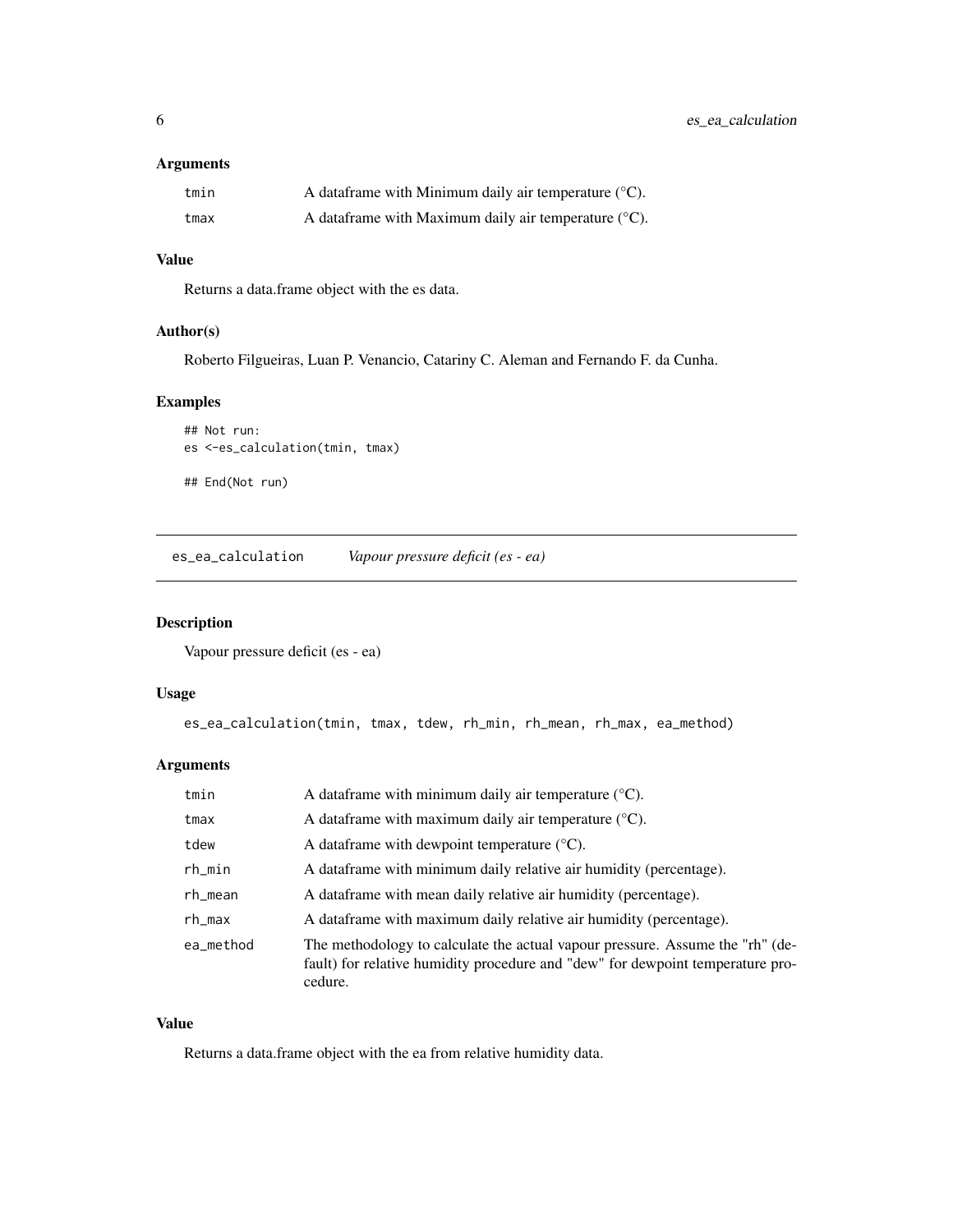### Arguments

| | |
|---|---|
| tmin | A dataframe with Minimum daily air temperature (°C). |
| tmax | A dataframe with Maximum daily air temperature (°C). |

### Value

Returns a data.frame object with the es data.

### Author(s)

Roberto Filgueiras, Luan P. Venancio, Catariny C. Aleman and Fernando F. da Cunha.

### Examples

```
## Not run:
es <-es_calculation(tmin, tmax)

## End(Not run)
```

---

## es_ea_calculation *Vapour pressure deficit (es - ea)*

---

### Description

Vapour pressure deficit (es - ea)

### Usage

```
es_ea_calculation(tmin, tmax, tdew, rh_min, rh_mean, rh_max, ea_method)
```

### Arguments

| | |
|---|---|
| tmin | A dataframe with minimum daily air temperature (°C). |
| tmax | A dataframe with maximum daily air temperature (°C). |
| tdew | A dataframe with dewpoint temperature (°C). |
| rh_min | A dataframe with minimum daily relative air humidity (percentage). |
| rh_mean | A dataframe with mean daily relative air humidity (percentage). |
| rh_max | A dataframe with maximum daily relative air humidity (percentage). |
| ea_method | The methodology to calculate the actual vapour pressure. Assume the "rh" (default) for relative humidity procedure and "dew" for dewpoint temperature procedure. |

### Value

Returns a data.frame object with the ea from relative humidity data.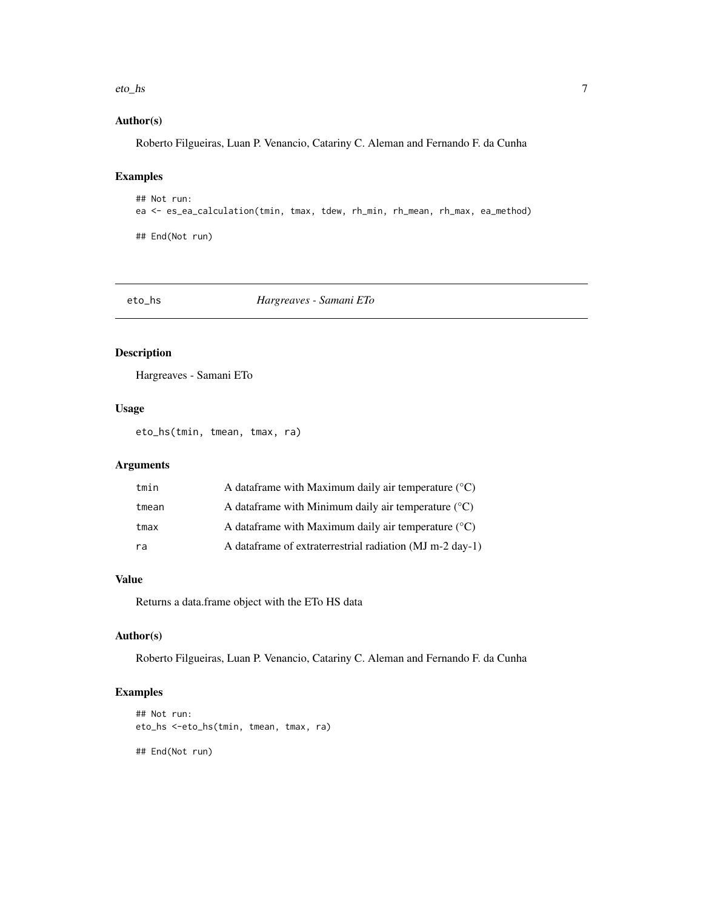### Author(s)

Roberto Filgueiras, Luan P. Venancio, Catariny C. Aleman and Fernando F. da Cunha

### Examples

```
## Not run:
ea <- es_ea_calculation(tmin, tmax, tdew, rh_min, rh_mean, rh_max, ea_method)

## End(Not run)
```

---

## eto_hs *Hargreaves - Samani ETo*

### Description

Hargreaves - Samani ETo

### Usage

```
eto_hs(tmin, tmean, tmax, ra)
```

### Arguments

| | |
|---|---|
| tmin | A dataframe with Maximum daily air temperature (°C) |
| tmean | A dataframe with Minimum daily air temperature (°C) |
| tmax | A dataframe with Maximum daily air temperature (°C) |
| ra | A dataframe of extraterrestrial radiation (MJ m-2 day-1) |

### Value

Returns a data.frame object with the ETo HS data

### Author(s)

Roberto Filgueiras, Luan P. Venancio, Catariny C. Aleman and Fernando F. da Cunha

### Examples

```
## Not run:
eto_hs <-eto_hs(tmin, tmean, tmax, ra)

## End(Not run)
```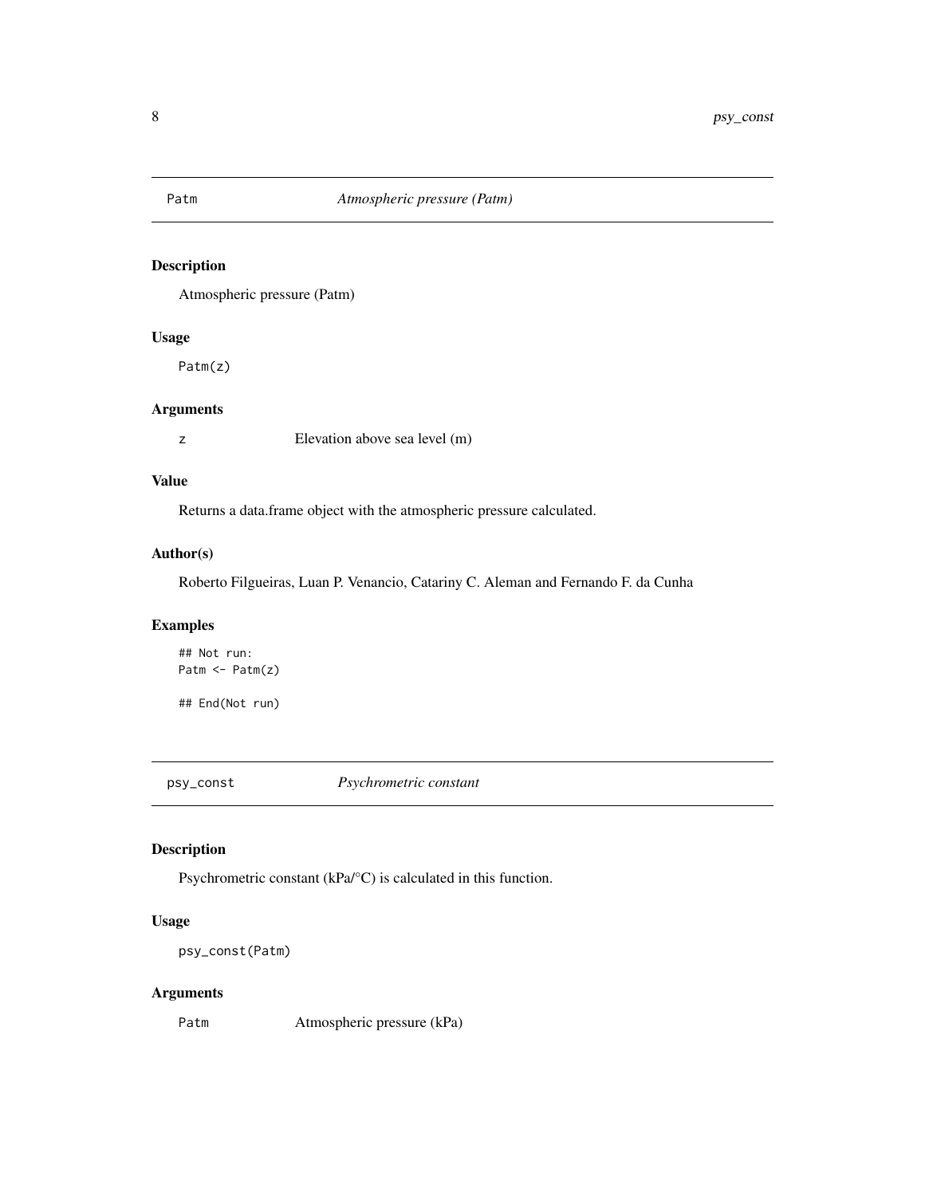## Patm — *Atmospheric pressure (Patm)*

### Description

Atmospheric pressure (Patm)

### Usage

```
Patm(z)
```

### Arguments

| | |
|---|---|
| z | Elevation above sea level (m) |

### Value

Returns a data.frame object with the atmospheric pressure calculated.

### Author(s)

Roberto Filgueiras, Luan P. Venancio, Catariny C. Aleman and Fernando F. da Cunha

### Examples

```
## Not run:
Patm <- Patm(z)

## End(Not run)
```

## psy_const — *Psychrometric constant*

### Description

Psychrometric constant (kPa/°C) is calculated in this function.

### Usage

```
psy_const(Patm)
```

### Arguments

| | |
|---|---|
| Patm | Atmospheric pressure (kPa) |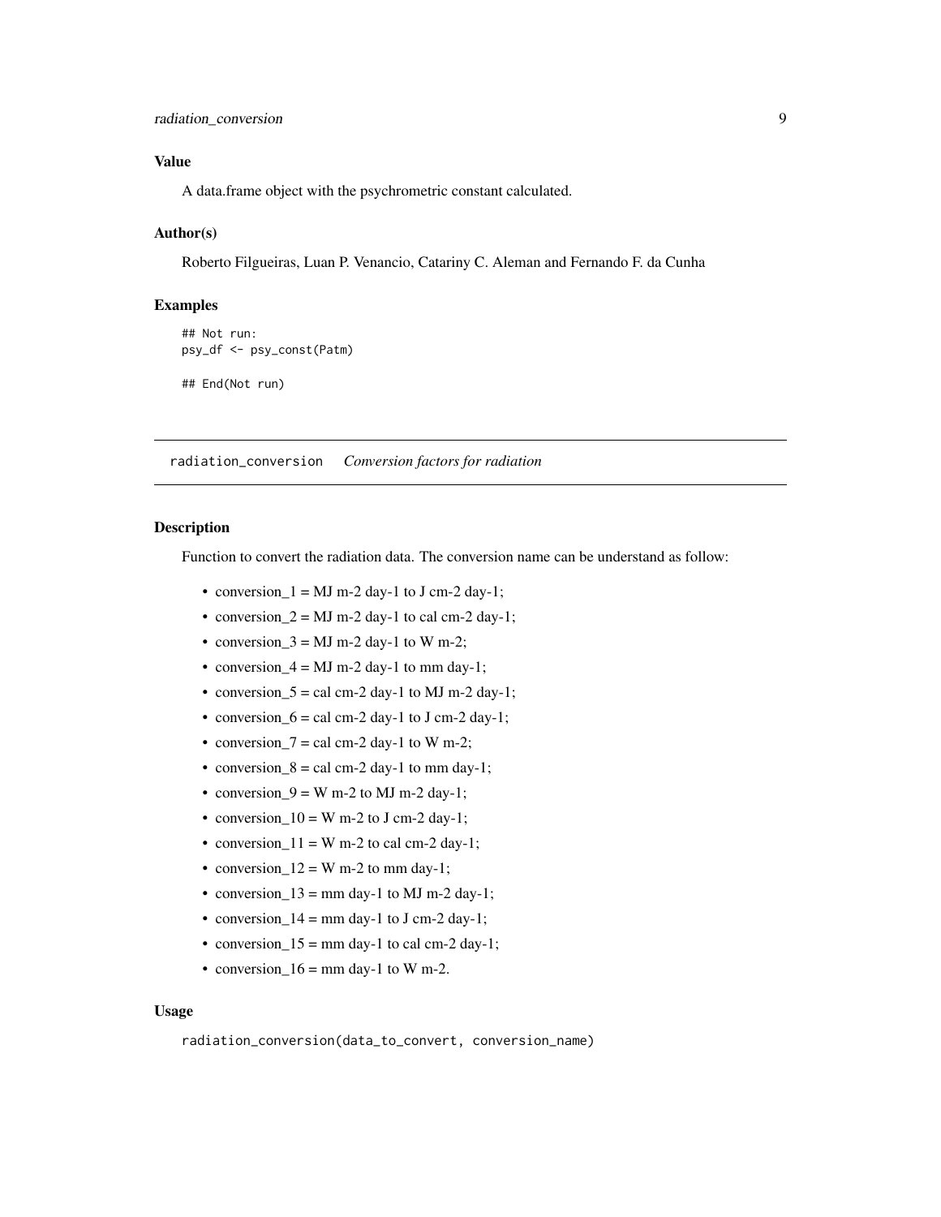### Value

A data.frame object with the psychrometric constant calculated.

### Author(s)

Roberto Filgueiras, Luan P. Venancio, Catariny C. Aleman and Fernando F. da Cunha

### Examples

```
## Not run:
psy_df <- psy_const(Patm)

## End(Not run)
```

## radiation_conversion    *Conversion factors for radiation*

### Description

Function to convert the radiation data. The conversion name can be understand as follow:

- conversion_1 = MJ m-2 day-1 to J cm-2 day-1;
- conversion_2 = MJ m-2 day-1 to cal cm-2 day-1;
- conversion_3 = MJ m-2 day-1 to W m-2;
- conversion_4 = MJ m-2 day-1 to mm day-1;
- conversion_5 = cal cm-2 day-1 to MJ m-2 day-1;
- conversion_6 = cal cm-2 day-1 to J cm-2 day-1;
- conversion_7 = cal cm-2 day-1 to W m-2;
- conversion_8 = cal cm-2 day-1 to mm day-1;
- conversion_9 = W m-2 to MJ m-2 day-1;
- conversion_10 = W m-2 to J cm-2 day-1;
- conversion_11 = W m-2 to cal cm-2 day-1;
- conversion_12 = W m-2 to mm day-1;
- conversion_13 = mm day-1 to MJ m-2 day-1;
- conversion_14 = mm day-1 to J cm-2 day-1;
- conversion_15 = mm day-1 to cal cm-2 day-1;
- conversion_16 = mm day-1 to W m-2.

### Usage

```
radiation_conversion(data_to_convert, conversion_name)
```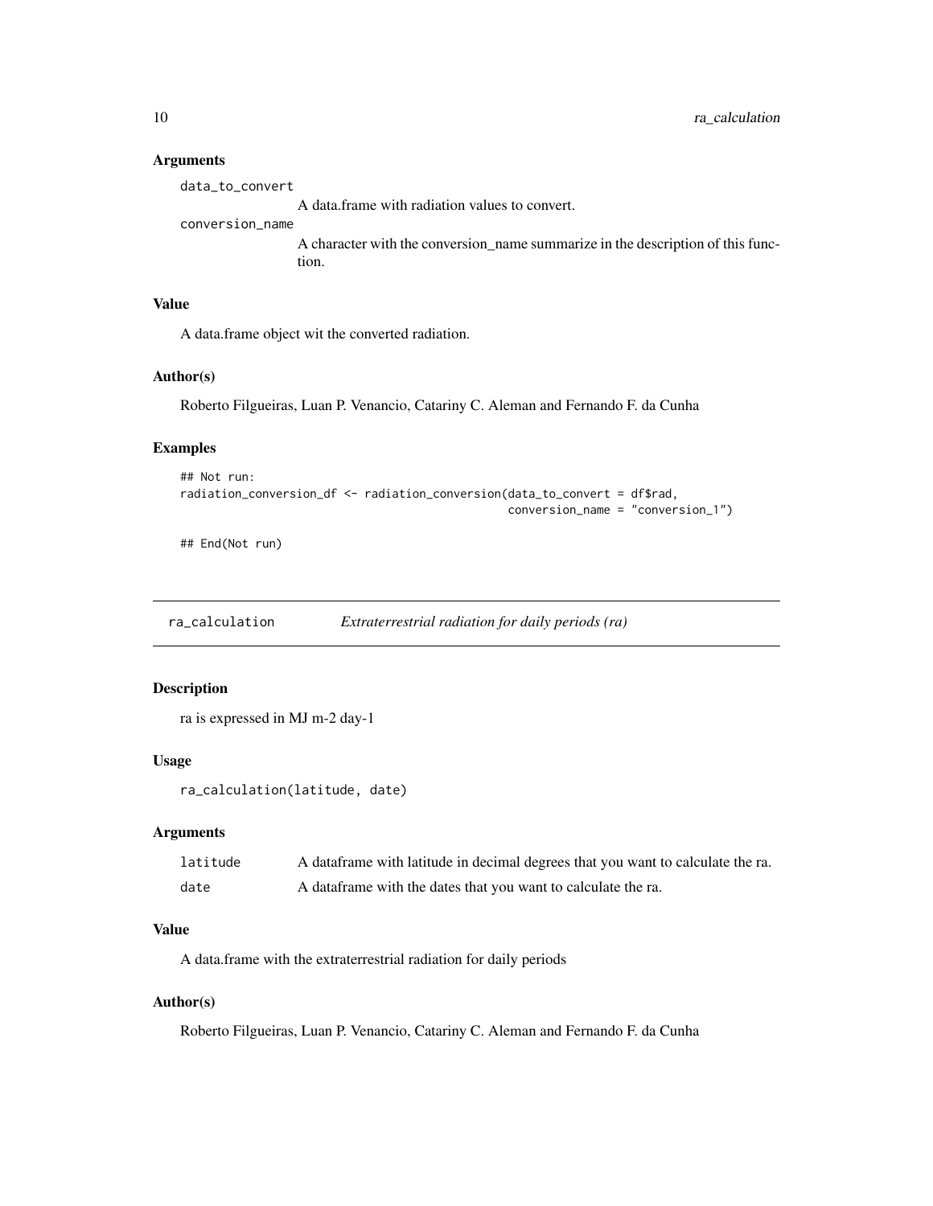### Arguments

data_to_convert
: A data.frame with radiation values to convert.

conversion_name
: A character with the conversion_name summarize in the description of this function.

### Value

A data.frame object wit the converted radiation.

### Author(s)

Roberto Filgueiras, Luan P. Venancio, Catariny C. Aleman and Fernando F. da Cunha

### Examples

```
## Not run:
radiation_conversion_df <- radiation_conversion(data_to_convert = df$rad,
                                                conversion_name = "conversion_1")

## End(Not run)
```

---

## ra_calculation &nbsp;&nbsp;&nbsp; *Extraterrestrial radiation for daily periods (ra)*

---

### Description

ra is expressed in MJ m-2 day-1

### Usage

```
ra_calculation(latitude, date)
```

### Arguments

| | |
|---|---|
| latitude | A dataframe with latitude in decimal degrees that you want to calculate the ra. |
| date | A dataframe with the dates that you want to calculate the ra. |

### Value

A data.frame with the extraterrestrial radiation for daily periods

### Author(s)

Roberto Filgueiras, Luan P. Venancio, Catariny C. Aleman and Fernando F. da Cunha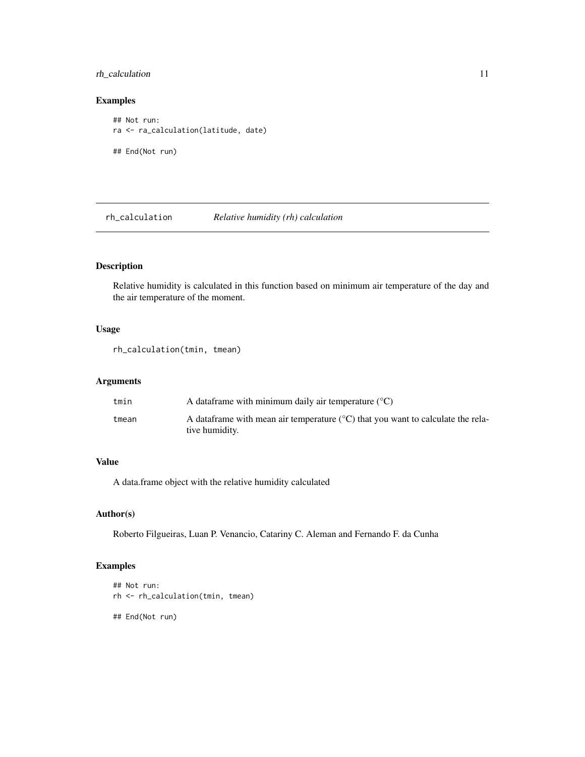## Examples

```
## Not run:
ra <- ra_calculation(latitude, date)

## End(Not run)
```

---

# rh_calculation *Relative humidity (rh) calculation*

---

## Description

Relative humidity is calculated in this function based on minimum air temperature of the day and the air temperature of the moment.

## Usage

```
rh_calculation(tmin, tmean)
```

## Arguments

| | |
|---|---|
| tmin | A dataframe with minimum daily air temperature (°C) |
| tmean | A dataframe with mean air temperature (°C) that you want to calculate the relative humidity. |

## Value

A data.frame object with the relative humidity calculated

## Author(s)

Roberto Filgueiras, Luan P. Venancio, Catariny C. Aleman and Fernando F. da Cunha

## Examples

```
## Not run:
rh <- rh_calculation(tmin, tmean)

## End(Not run)
```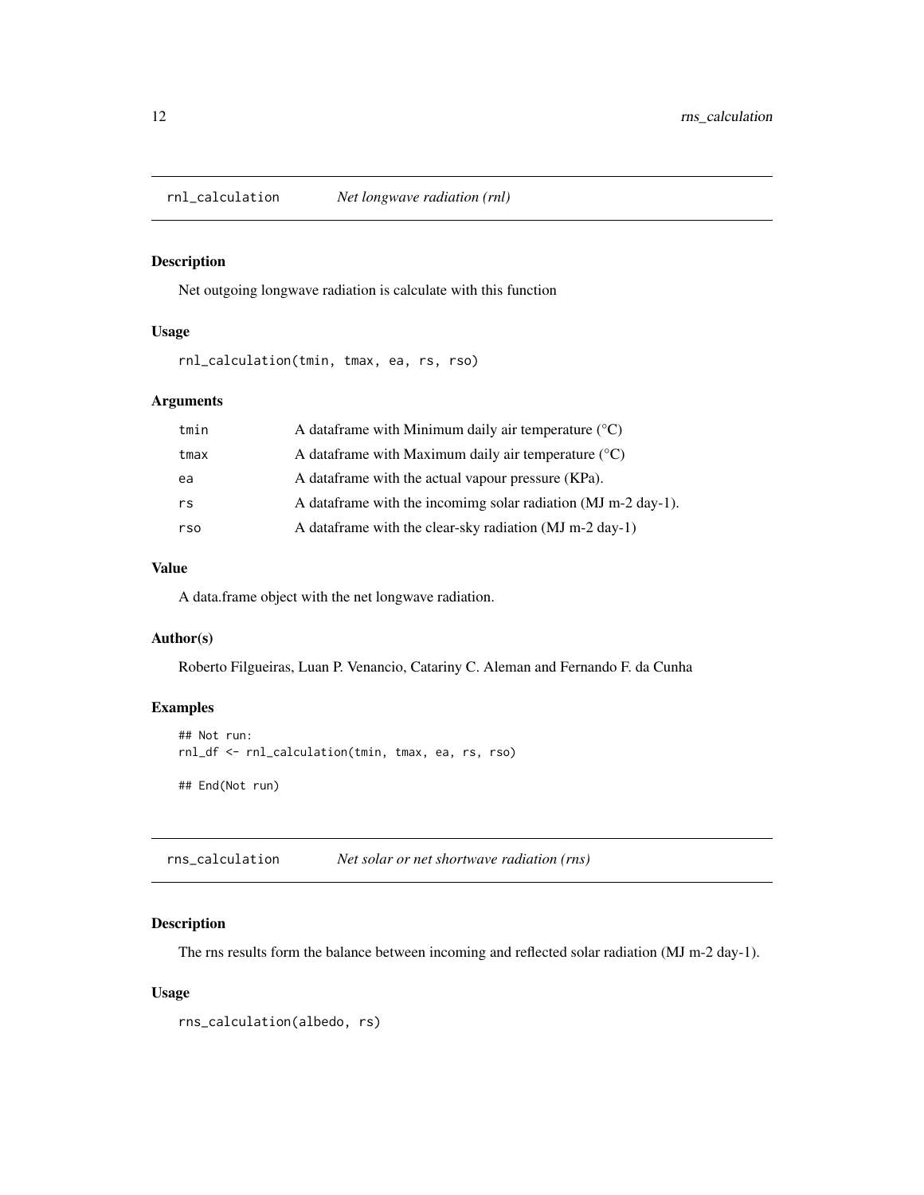## `rnl_calculation` *Net longwave radiation (rnl)*

### Description

Net outgoing longwave radiation is calculate with this function

### Usage

```
rnl_calculation(tmin, tmax, ea, rs, rso)
```

### Arguments

| | |
|---|---|
| tmin | A dataframe with Minimum daily air temperature (°C) |
| tmax | A dataframe with Maximum daily air temperature (°C) |
| ea | A dataframe with the actual vapour pressure (KPa). |
| rs | A dataframe with the incomimg solar radiation (MJ m-2 day-1). |
| rso | A dataframe with the clear-sky radiation (MJ m-2 day-1) |

### Value

A data.frame object with the net longwave radiation.

### Author(s)

Roberto Filgueiras, Luan P. Venancio, Catariny C. Aleman and Fernando F. da Cunha

### Examples

```
## Not run:
rnl_df <- rnl_calculation(tmin, tmax, ea, rs, rso)

## End(Not run)
```

## `rns_calculation` *Net solar or net shortwave radiation (rns)*

### Description

The rns results form the balance between incoming and reflected solar radiation (MJ m-2 day-1).

### Usage

```
rns_calculation(albedo, rs)
```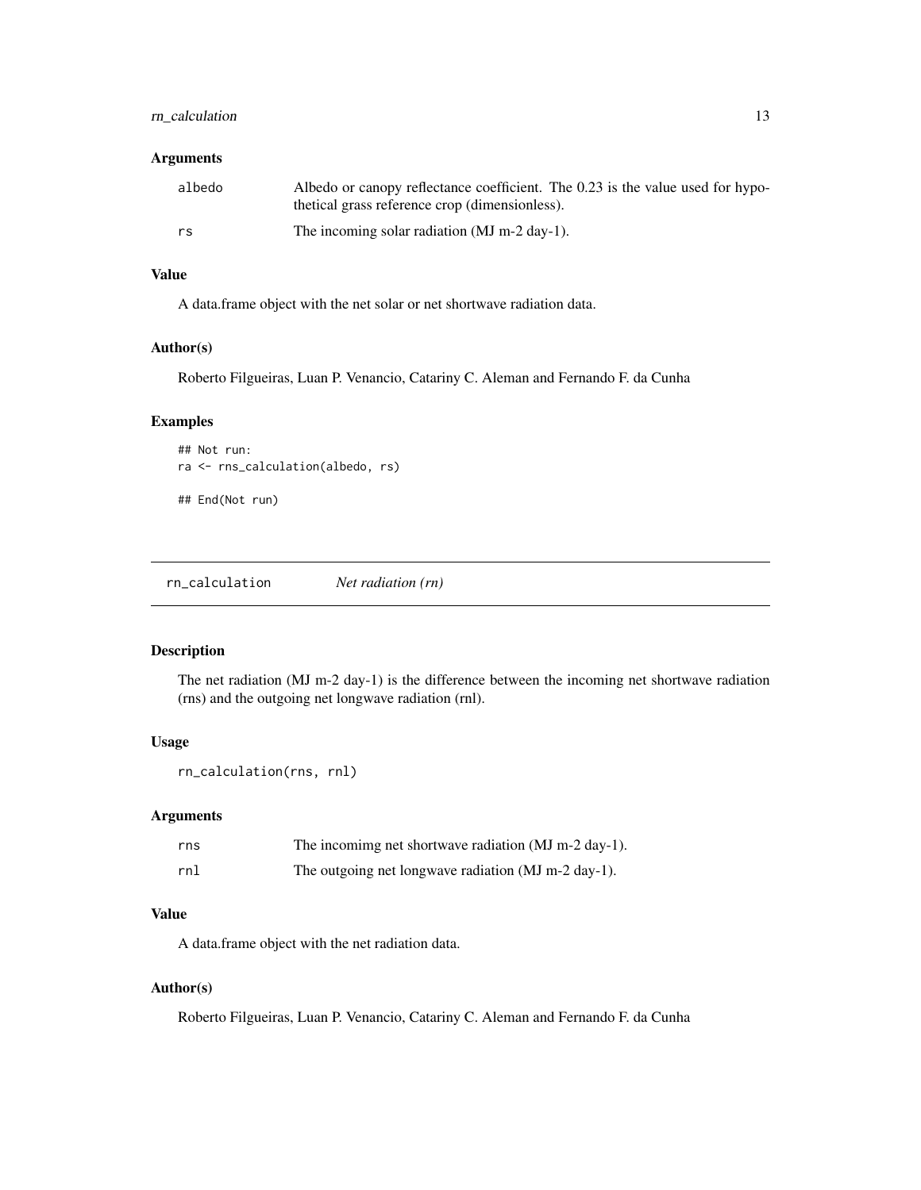### Arguments

| | |
|---|---|
| albedo | Albedo or canopy reflectance coefficient. The 0.23 is the value used for hypothetical grass reference crop (dimensionless). |
| rs | The incoming solar radiation (MJ m-2 day-1). |

### Value

A data.frame object with the net solar or net shortwave radiation data.

### Author(s)

Roberto Filgueiras, Luan P. Venancio, Catariny C. Aleman and Fernando F. da Cunha

### Examples

```
## Not run:
ra <- rns_calculation(albedo, rs)

## End(Not run)
```

---

## rn_calculation *Net radiation (rn)*

---

### Description

The net radiation (MJ m-2 day-1) is the difference between the incoming net shortwave radiation (rns) and the outgoing net longwave radiation (rnl).

### Usage

```
rn_calculation(rns, rnl)
```

### Arguments

| | |
|---|---|
| rns | The incomimg net shortwave radiation (MJ m-2 day-1). |
| rnl | The outgoing net longwave radiation (MJ m-2 day-1). |

### Value

A data.frame object with the net radiation data.

### Author(s)

Roberto Filgueiras, Luan P. Venancio, Catariny C. Aleman and Fernando F. da Cunha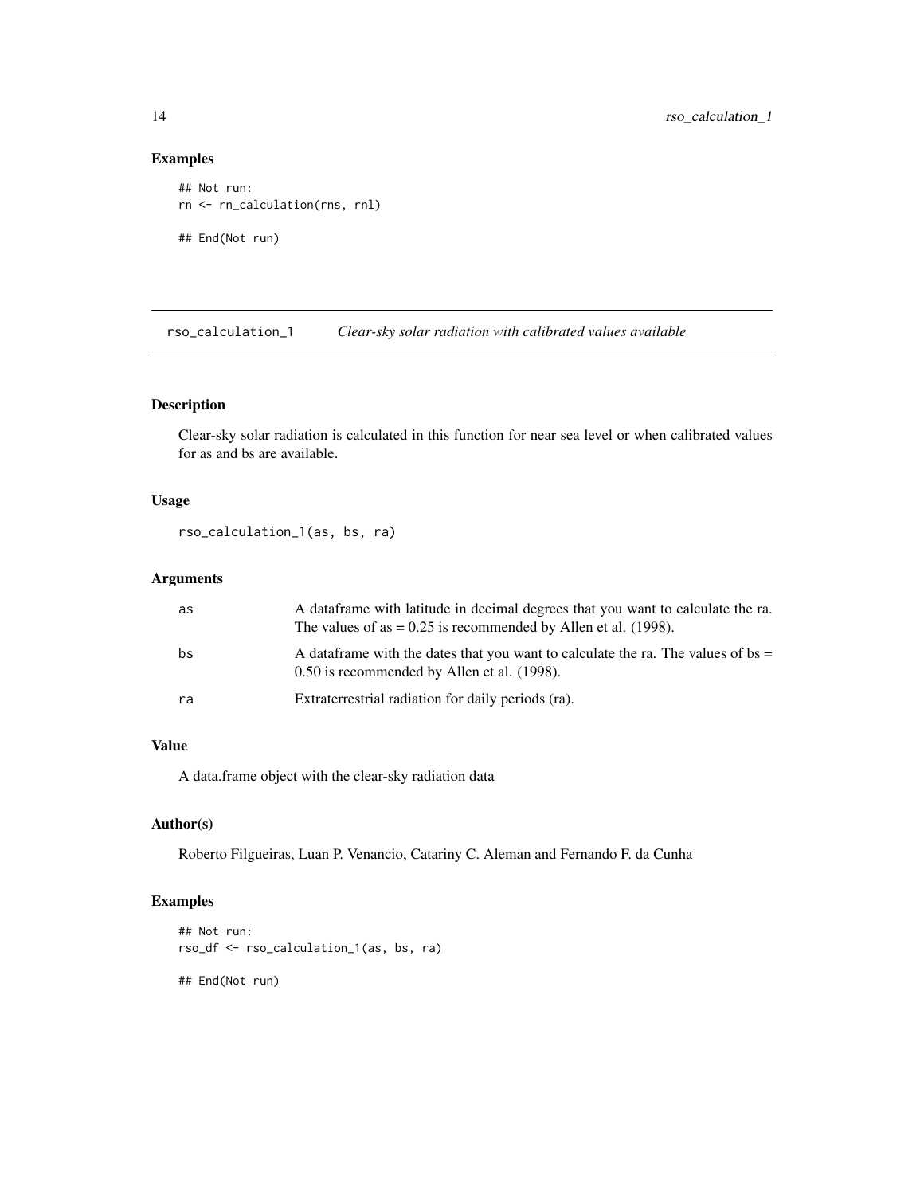## Examples

```
## Not run:
rn <- rn_calculation(rns, rnl)

## End(Not run)
```

---

## rso_calculation_1 *Clear-sky solar radiation with calibrated values available*

---

### Description

Clear-sky solar radiation is calculated in this function for near sea level or when calibrated values for as and bs are available.

### Usage

```
rso_calculation_1(as, bs, ra)
```

### Arguments

| | |
|---|---|
| as | A dataframe with latitude in decimal degrees that you want to calculate the ra. The values of as = 0.25 is recommended by Allen et al. (1998). |
| bs | A dataframe with the dates that you want to calculate the ra. The values of bs = 0.50 is recommended by Allen et al. (1998). |
| ra | Extraterrestrial radiation for daily periods (ra). |

### Value

A data.frame object with the clear-sky radiation data

### Author(s)

Roberto Filgueiras, Luan P. Venancio, Catariny C. Aleman and Fernando F. da Cunha

### Examples

```
## Not run:
rso_df <- rso_calculation_1(as, bs, ra)

## End(Not run)
```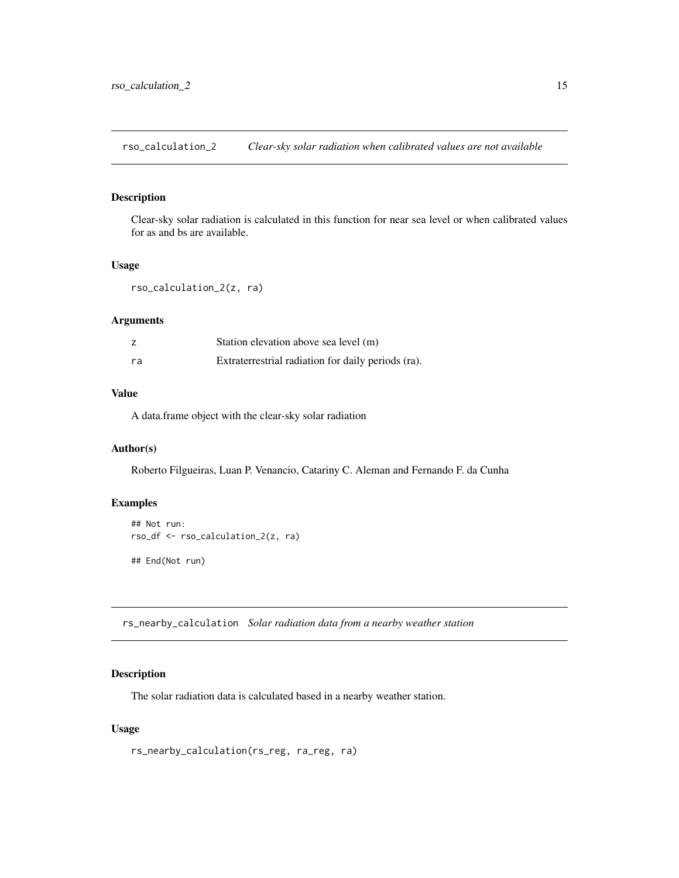## rso_calculation_2 *Clear-sky solar radiation when calibrated values are not available*

### Description

Clear-sky solar radiation is calculated in this function for near sea level or when calibrated values for as and bs are available.

### Usage

```
rso_calculation_2(z, ra)
```

### Arguments

| | |
|---|---|
| z | Station elevation above sea level (m) |
| ra | Extraterrestrial radiation for daily periods (ra). |

### Value

A data.frame object with the clear-sky solar radiation

### Author(s)

Roberto Filgueiras, Luan P. Venancio, Catariny C. Aleman and Fernando F. da Cunha

### Examples

```
## Not run:
rso_df <- rso_calculation_2(z, ra)

## End(Not run)
```

## rs_nearby_calculation *Solar radiation data from a nearby weather station*

### Description

The solar radiation data is calculated based in a nearby weather station.

### Usage

```
rs_nearby_calculation(rs_reg, ra_reg, ra)
```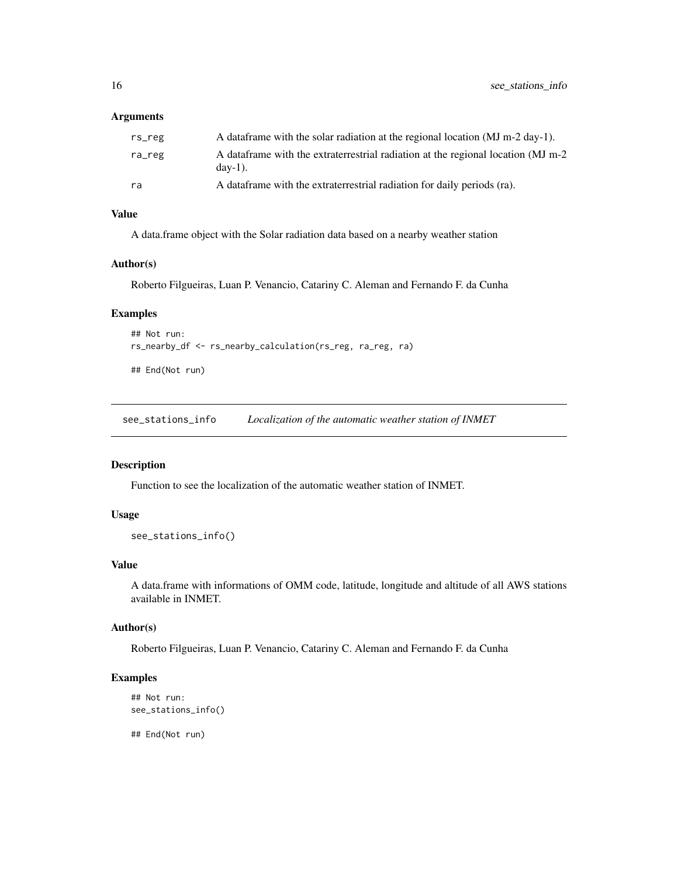### Arguments

| | |
|---|---|
| rs_reg | A dataframe with the solar radiation at the regional location (MJ m-2 day-1). |
| ra_reg | A dataframe with the extraterrestrial radiation at the regional location (MJ m-2 day-1). |
| ra | A dataframe with the extraterrestrial radiation for daily periods (ra). |

### Value

A data.frame object with the Solar radiation data based on a nearby weather station

### Author(s)

Roberto Filgueiras, Luan P. Venancio, Catariny C. Aleman and Fernando F. da Cunha

### Examples

```
## Not run:
rs_nearby_df <- rs_nearby_calculation(rs_reg, ra_reg, ra)

## End(Not run)
```

---

## see_stations_info — *Localization of the automatic weather station of INMET*

### Description

Function to see the localization of the automatic weather station of INMET.

### Usage

```
see_stations_info()
```

### Value

A data.frame with informations of OMM code, latitude, longitude and altitude of all AWS stations available in INMET.

### Author(s)

Roberto Filgueiras, Luan P. Venancio, Catariny C. Aleman and Fernando F. da Cunha

### Examples

```
## Not run:
see_stations_info()

## End(Not run)
```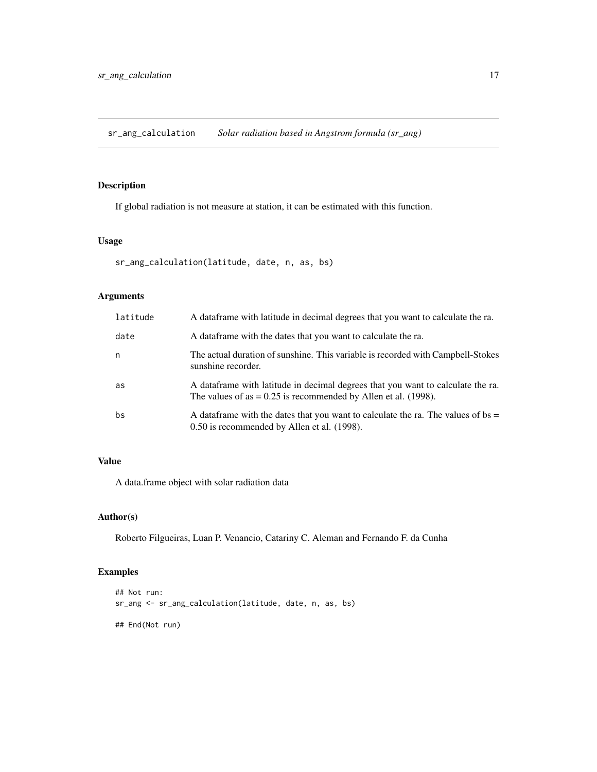# sr_ang_calculation *Solar radiation based in Angstrom formula (sr_ang)*

## Description

If global radiation is not measure at station, it can be estimated with this function.

## Usage

```
sr_ang_calculation(latitude, date, n, as, bs)
```

## Arguments

| | |
|---|---|
| latitude | A dataframe with latitude in decimal degrees that you want to calculate the ra. |
| date | A dataframe with the dates that you want to calculate the ra. |
| n | The actual duration of sunshine. This variable is recorded with Campbell-Stokes sunshine recorder. |
| as | A dataframe with latitude in decimal degrees that you want to calculate the ra. The values of as = 0.25 is recommended by Allen et al. (1998). |
| bs | A dataframe with the dates that you want to calculate the ra. The values of bs = 0.50 is recommended by Allen et al. (1998). |

## Value

A data.frame object with solar radiation data

## Author(s)

Roberto Filgueiras, Luan P. Venancio, Catariny C. Aleman and Fernando F. da Cunha

## Examples

```
## Not run:
sr_ang <- sr_ang_calculation(latitude, date, n, as, bs)

## End(Not run)
```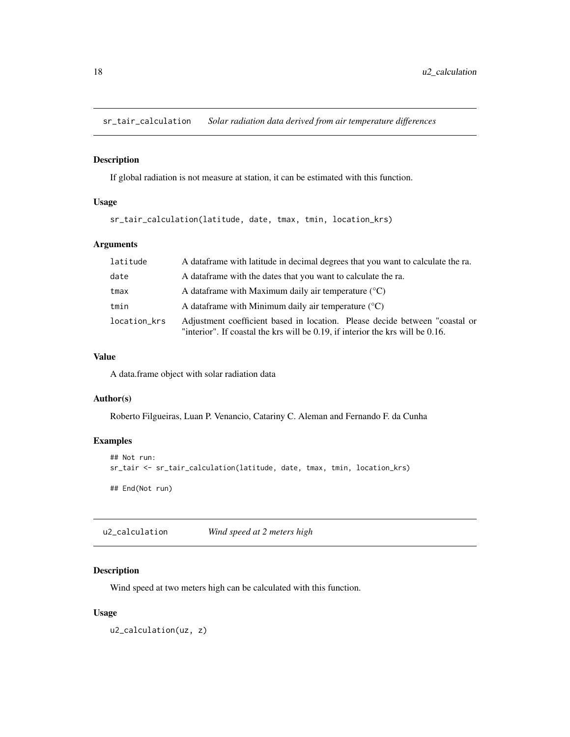## sr_tair_calculation — *Solar radiation data derived from air temperature differences*

### Description

If global radiation is not measure at station, it can be estimated with this function.

### Usage

```
sr_tair_calculation(latitude, date, tmax, tmin, location_krs)
```

### Arguments

| | |
|---|---|
| latitude | A dataframe with latitude in decimal degrees that you want to calculate the ra. |
| date | A dataframe with the dates that you want to calculate the ra. |
| tmax | A dataframe with Maximum daily air temperature (°C) |
| tmin | A dataframe with Minimum daily air temperature (°C) |
| location_krs | Adjustment coefficient based in location. Please decide between "coastal or "interior". If coastal the krs will be 0.19, if interior the krs will be 0.16. |

### Value

A data.frame object with solar radiation data

### Author(s)

Roberto Filgueiras, Luan P. Venancio, Catariny C. Aleman and Fernando F. da Cunha

### Examples

```
## Not run:
sr_tair <- sr_tair_calculation(latitude, date, tmax, tmin, location_krs)

## End(Not run)
```

## u2_calculation — *Wind speed at 2 meters high*

### Description

Wind speed at two meters high can be calculated with this function.

### Usage

```
u2_calculation(uz, z)
```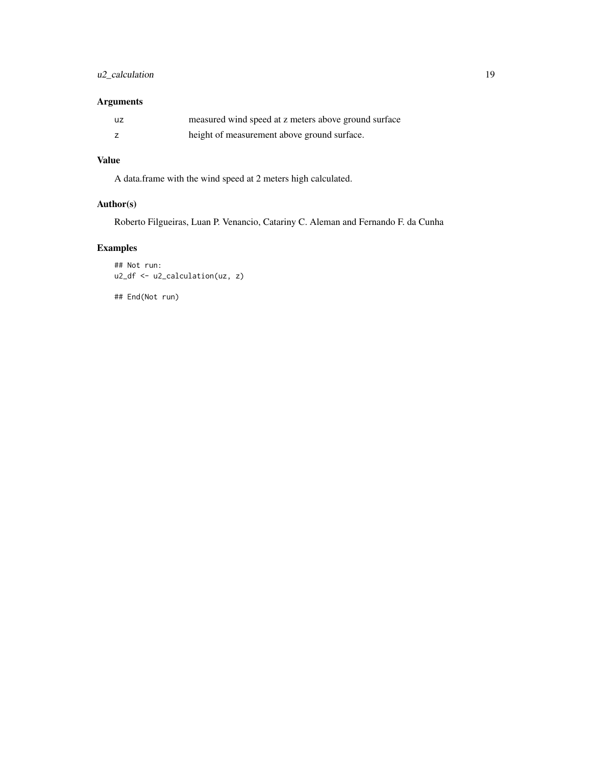### Arguments

| | |
|---|---|
| uz | measured wind speed at z meters above ground surface |
| z | height of measurement above ground surface. |

### Value

A data.frame with the wind speed at 2 meters high calculated.

### Author(s)

Roberto Filgueiras, Luan P. Venancio, Catariny C. Aleman and Fernando F. da Cunha

### Examples

```
## Not run:
u2_df <- u2_calculation(uz, z)

## End(Not run)
```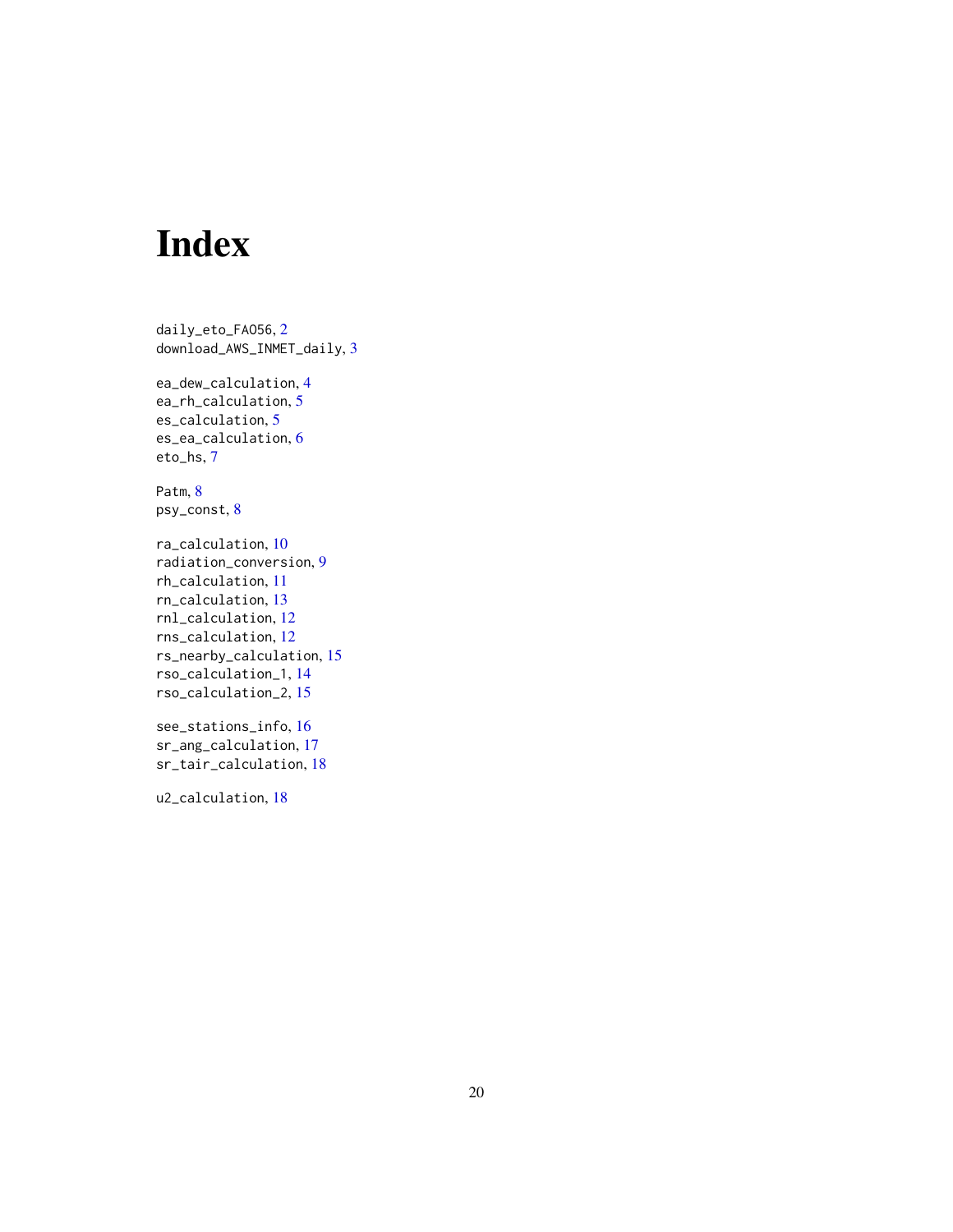# Index

daily_eto_FAO56, 2
download_AWS_INMET_daily, 3

ea_dew_calculation, 4
ea_rh_calculation, 5
es_calculation, 5
es_ea_calculation, 6
eto_hs, 7

Patm, 8
psy_const, 8

ra_calculation, 10
radiation_conversion, 9
rh_calculation, 11
rn_calculation, 13
rnl_calculation, 12
rns_calculation, 12
rs_nearby_calculation, 15
rso_calculation_1, 14
rso_calculation_2, 15

see_stations_info, 16
sr_ang_calculation, 17
sr_tair_calculation, 18

u2_calculation, 18